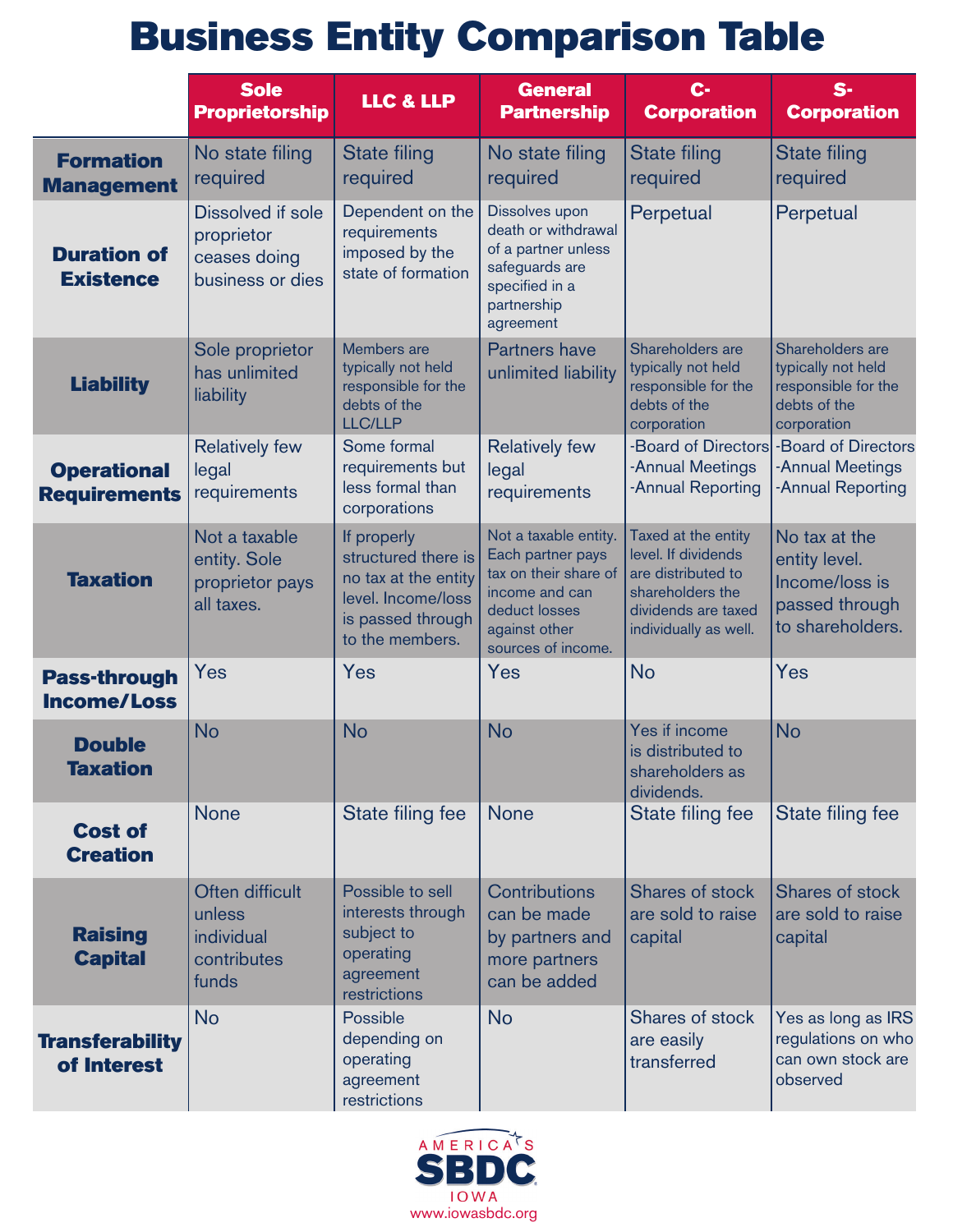# Business Entity Comparison Table

| | Sole Proprietorship | LLC & LLP | General Partnership | C-Corporation | S-Corporation |
|---|---|---|---|---|---|
| **Formation Management** | No state filing required | State filing required | No state filing required | State filing required | State filing required |
| **Duration of Existence** | Dissolved if sole proprietor ceases doing business or dies | Dependent on the requirements imposed by the state of formation | Dissolves upon death or withdrawal of a partner unless safeguards are specified in a partnership agreement | Perpetual | Perpetual |
| **Liability** | Sole proprietor has unlimited liability | Members are typically not held responsible for the debts of the LLC/LLP | Partners have unlimited liability | Shareholders are typically not held responsible for the debts of the corporation | Shareholders are typically not held responsible for the debts of the corporation |
| **Operational Requirements** | Relatively few legal requirements | Some formal requirements but less formal than corporations | Relatively few legal requirements | -Board of Directors<br>-Annual Meetings<br>-Annual Reporting | -Board of Directors<br>-Annual Meetings<br>-Annual Reporting |
| **Taxation** | Not a taxable entity. Sole proprietor pays all taxes. | If properly structured there is no tax at the entity level. Income/loss is passed through to the members. | Not a taxable entity. Each partner pays tax on their share of income and can deduct losses against other sources of income. | Taxed at the entity level. If dividends are distributed to shareholders the dividends are taxed individually as well. | No tax at the entity level. Income/loss is passed through to shareholders. |
| **Pass-through Income/Loss** | Yes | Yes | Yes | No | Yes |
| **Double Taxation** | No | No | No | Yes if income is distributed to shareholders as dividends. | No |
| **Cost of Creation** | None | State filing fee | None | State filing fee | State filing fee |
| **Raising Capital** | Often difficult unless individual contributes funds | Possible to sell interests through subject to operating agreement restrictions | Contributions can be made by partners and more partners can be added | Shares of stock are sold to raise capital | Shares of stock are sold to raise capital |
| **Transferability of Interest** | No | Possible depending on operating agreement restrictions | No | Shares of stock are easily transferred | Yes as long as IRS regulations on who can own stock are observed |

AMERICA'S SBDC IOWA
www.iowasbdc.org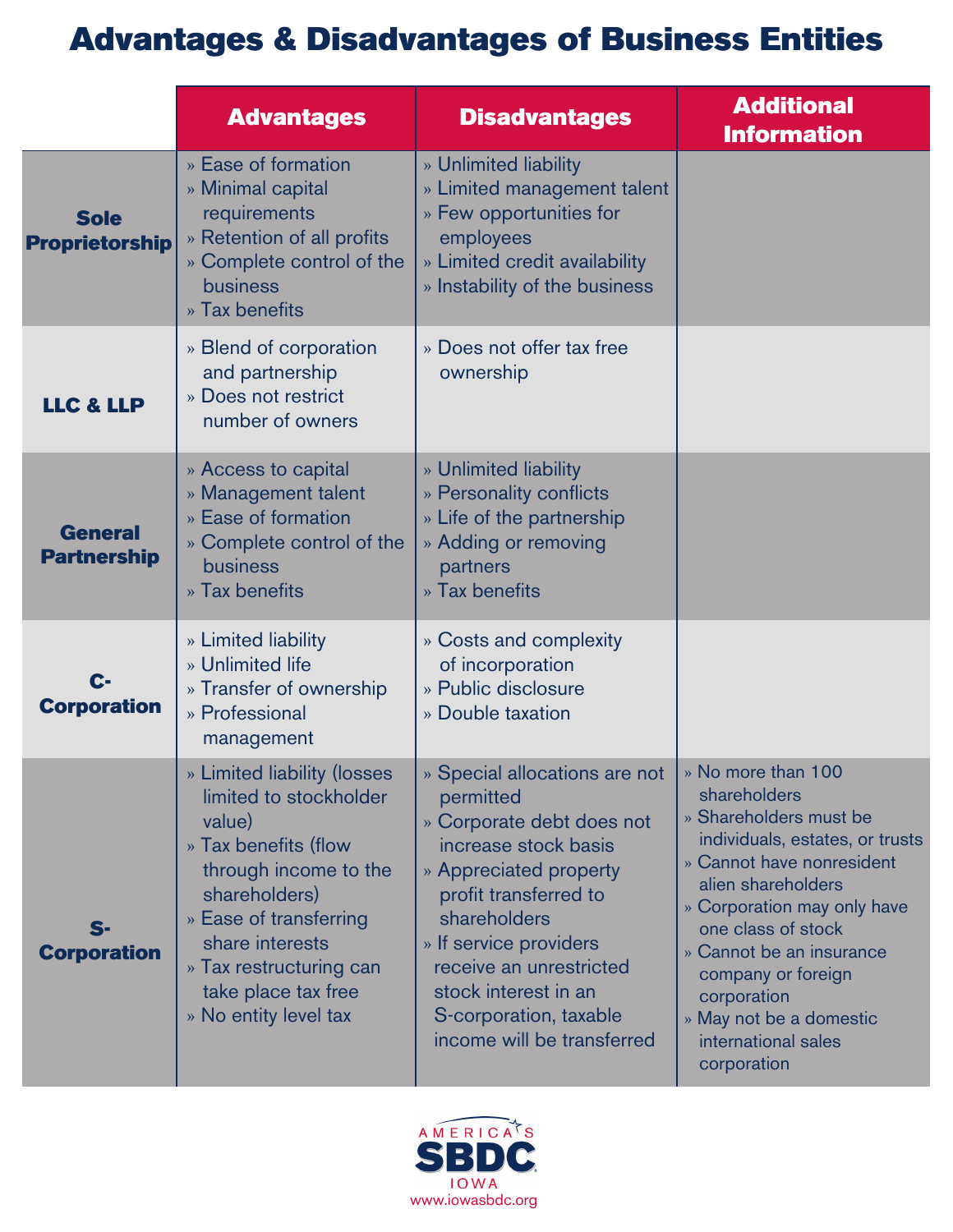# Advantages & Disadvantages of Business Entities

| | Advantages | Disadvantages | Additional Information |
|---|---|---|---|
| **Sole Proprietorship** | » Ease of formation<br>» Minimal capital requirements<br>» Retention of all profits<br>» Complete control of the business<br>» Tax benefits | » Unlimited liability<br>» Limited management talent<br>» Few opportunities for employees<br>» Limited credit availability<br>» Instability of the business | |
| **LLC & LLP** | » Blend of corporation and partnership<br>» Does not restrict number of owners | » Does not offer tax free ownership | |
| **General Partnership** | » Access to capital<br>» Management talent<br>» Ease of formation<br>» Complete control of the business<br>» Tax benefits | » Unlimited liability<br>» Personality conflicts<br>» Life of the partnership<br>» Adding or removing partners<br>» Tax benefits | |
| **C-Corporation** | » Limited liability<br>» Unlimited life<br>» Transfer of ownership<br>» Professional management | » Costs and complexity of incorporation<br>» Public disclosure<br>» Double taxation | |
| **S-Corporation** | » Limited liability (losses limited to stockholder value)<br>» Tax benefits (flow through income to the shareholders)<br>» Ease of transferring share interests<br>» Tax restructuring can take place tax free<br>» No entity level tax | » Special allocations are not permitted<br>» Corporate debt does not increase stock basis<br>» Appreciated property profit transferred to shareholders<br>» If service providers receive an unrestricted stock interest in an S-corporation, taxable income will be transferred | » No more than 100 shareholders<br>» Shareholders must be individuals, estates, or trusts<br>» Cannot have nonresident alien shareholders<br>» Corporation may only have one class of stock<br>» Cannot be an insurance company or foreign corporation<br>» May not be a domestic international sales corporation |

AMERICA'S SBDC IOWA
www.iowasbdc.org